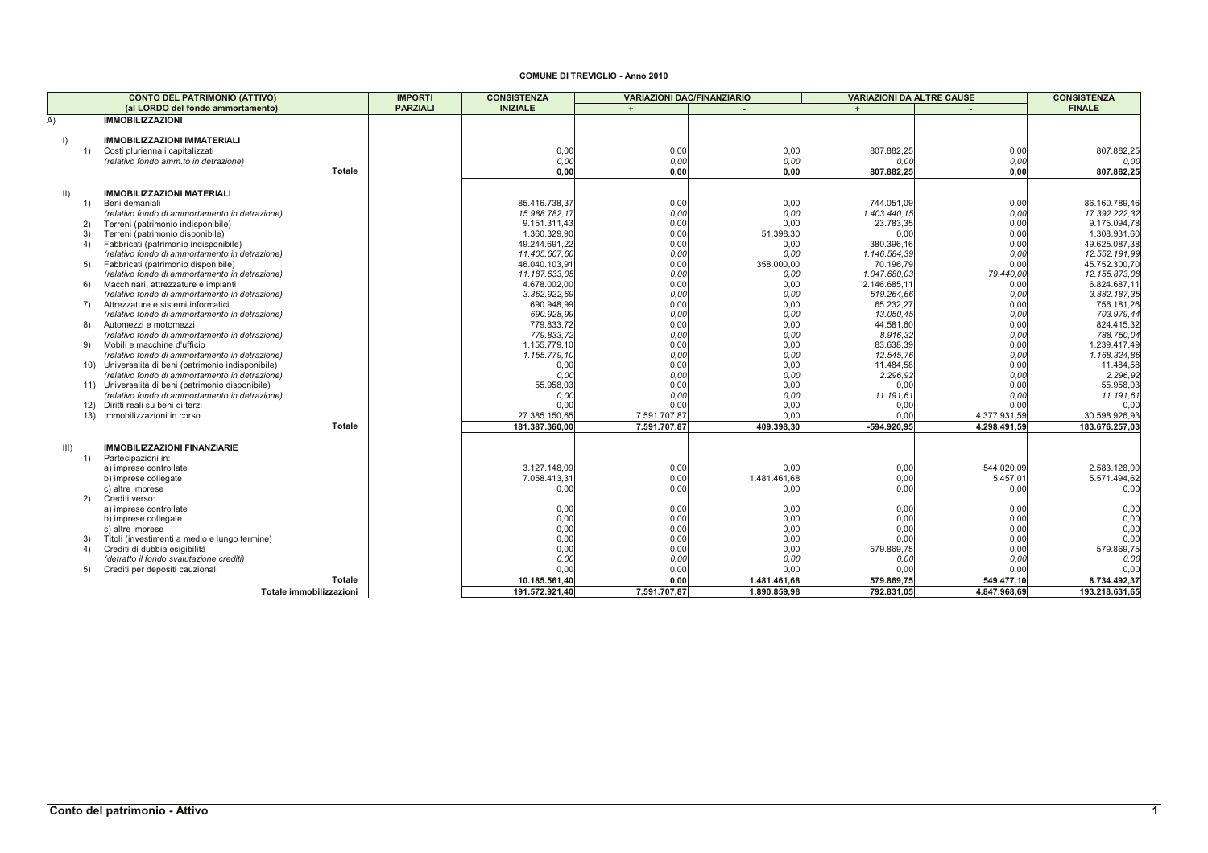**COMUNE DI TREVIGLIO - Anno 2010**

| | | CONTO DEL PATRIMONIO (ATTIVO) (al LORDO del fondo ammortamento) | IMPORTI PARZIALI | CONSISTENZA INIZIALE | VARIAZIONI DAC/FINANZIARIO | | VARIAZIONI DA ALTRE CAUSE | | CONSISTENZA FINALE |
|---|---|---|---|---|---|---|---|---|---|
| | | | | | + | - | + | - | |
| A) | | **IMMOBILIZZAZIONI** | | | | | | | |
| I) | | **IMMOBILIZZAZIONI IMMATERIALI** | | | | | | | |
| | 1) | Costi pluriennali capitalizzati | | 0,00 | 0,00 | 0,00 | 807.882,25 | 0,00 | 807.882,25 |
| | | *(relativo fondo amm.to in detrazione)* | | *0,00* | *0,00* | *0,00* | *0,00* | *0,00* | *0,00* |
| | | **Totale** | | **0,00** | **0,00** | **0,00** | **807.882,25** | **0,00** | **807.882,25** |
| II) | | **IMMOBILIZZAZIONI MATERIALI** | | | | | | | |
| | 1) | Beni demaniali | | 85.416.738,37 | 0,00 | 0,00 | 744.051,09 | 0,00 | 86.160.789,46 |
| | | *(relativo fondo di ammortamento in detrazione)* | | *15.988.782,17* | *0,00* | *0,00* | *1.403.440,15* | *0,00* | *17.392.222,32* |
| | 2) | Terreni (patrimonio indisponibile) | | 9.151.311,43 | 0,00 | 0,00 | 23.783,35 | 0,00 | 9.175.094,78 |
| | 3) | Terreni (patrimonio disponibile) | | 1.360.329,90 | 0,00 | 51.398,30 | 0,00 | 0,00 | 1.308.931,60 |
| | 4) | Fabbricati (patrimonio indisponibile) | | 49.244.691,22 | 0,00 | 0,00 | 380.396,16 | 0,00 | 49.625.087,38 |
| | | *(relativo fondo di ammortamento in detrazione)* | | *11.405.607,60* | *0,00* | *0,00* | *1.146.584,39* | *0,00* | *12.552.191,99* |
| | 5) | Fabbricati (patrimonio disponibile) | | 46.040.103,91 | 0,00 | 358.000,00 | 70.196,79 | 0,00 | 45.752.300,70 |
| | | *(relativo fondo di ammortamento in detrazione)* | | *11.187.633,05* | *0,00* | *0,00* | *1.047.680,03* | *79.440,00* | *12.155.873,08* |
| | 6) | Macchinari, attrezzature e impianti | | 4.678.002,00 | 0,00 | 0,00 | 2.146.685,11 | 0,00 | 6.824.687,11 |
| | | *(relativo fondo di ammortamento in detrazione)* | | *3.362.922,69* | *0,00* | *0,00* | *519.264,66* | *0,00* | *3.882.187,35* |
| | 7) | Attrezzature e sistemi informatici | | 690.948,99 | 0,00 | 0,00 | 65.232,27 | 0,00 | 756.181,26 |
| | | *(relativo fondo di ammortamento in detrazione)* | | *690.928,99* | *0,00* | *0,00* | *13.050,45* | *0,00* | *703.979,44* |
| | 8) | Automezzi e motomezzi | | 779.833,72 | 0,00 | 0,00 | 44.581,60 | 0,00 | 824.415,32 |
| | | *(relativo fondo di ammortamento in detrazione)* | | *779.833,72* | *0,00* | *0,00* | *8.916,32* | *0,00* | *788.750,04* |
| | 9) | Mobili e macchine d'ufficio | | 1.155.779,10 | 0,00 | 0,00 | 83.638,39 | 0,00 | 1.239.417,49 |
| | | *(relativo fondo di ammortamento in detrazione)* | | *1.155.779,10* | *0,00* | *0,00* | *12.545,76* | *0,00* | *1.168.324,86* |
| | 10) | Universalità di beni (patrimonio indisponibile) | | 0,00 | 0,00 | 0,00 | 11.484,58 | 0,00 | 11.484,58 |
| | | *(relativo fondo di ammortamento in detrazione)* | | *0,00* | *0,00* | *0,00* | *2.296,92* | *0,00* | *2.296,92* |
| | 11) | Universalità di beni (patrimonio disponibile) | | 55.958,03 | 0,00 | 0,00 | 0,00 | 0,00 | 55.958,03 |
| | | *(relativo fondo di ammortamento in detrazione)* | | *0,00* | *0,00* | *0,00* | *11.191,61* | *0,00* | *11.191,61* |
| | 12) | Diritti reali su beni di terzi | | 0,00 | 0,00 | 0,00 | 0,00 | 0,00 | 0,00 |
| | 13) | Immobilizzazioni in corso | | 27.385.150,65 | 7.591.707,87 | 0,00 | 0,00 | 4.377.931,59 | 30.598.926,93 |
| | | **Totale** | | **181.387.360,00** | **7.591.707,87** | **409.398,30** | **-594.920,95** | **4.298.491,59** | **183.676.257,03** |
| III) | | **IMMOBILIZZAZIONI FINANZIARIE** | | | | | | | |
| | 1) | Partecipazioni in: | | | | | | | |
| | | a) imprese controllate | | 3.127.148,09 | 0,00 | 0,00 | 0,00 | 544.020,09 | 2.583.128,00 |
| | | b) imprese collegate | | 7.058.413,31 | 0,00 | 1.481.461,68 | 0,00 | 5.457,01 | 5.571.494,62 |
| | | c) altre imprese | | 0,00 | 0,00 | 0,00 | 0,00 | 0,00 | 0,00 |
| | 2) | Crediti verso: | | | | | | | |
| | | a) imprese controllate | | 0,00 | 0,00 | 0,00 | 0,00 | 0,00 | 0,00 |
| | | b) imprese collegate | | 0,00 | 0,00 | 0,00 | 0,00 | 0,00 | 0,00 |
| | | c) altre imprese | | 0,00 | 0,00 | 0,00 | 0,00 | 0,00 | 0,00 |
| | 3) | Titoli (investimenti a medio e lungo termine) | | 0,00 | 0,00 | 0,00 | 0,00 | 0,00 | 0,00 |
| | 4) | Crediti di dubbia esigibilità | | 0,00 | 0,00 | 0,00 | 579.869,75 | 0,00 | 579.869,75 |
| | | *(detratto il fondo svalutazione crediti)* | | *0,00* | *0,00* | *0,00* | *0,00* | *0,00* | *0,00* |
| | 5) | Crediti per depositi cauzionali | | 0,00 | 0,00 | 0,00 | 0,00 | 0,00 | 0,00 |
| | | **Totale** | | **10.185.561,40** | **0,00** | **1.481.461,68** | **579.869,75** | **549.477,10** | **8.734.492,37** |
| | | **Totale immobilizzazioni** | | **191.572.921,40** | **7.591.707,87** | **1.890.859,98** | **792.831,05** | **4.847.968,69** | **193.218.631,65** |

**Conto del patrimonio - Attivo**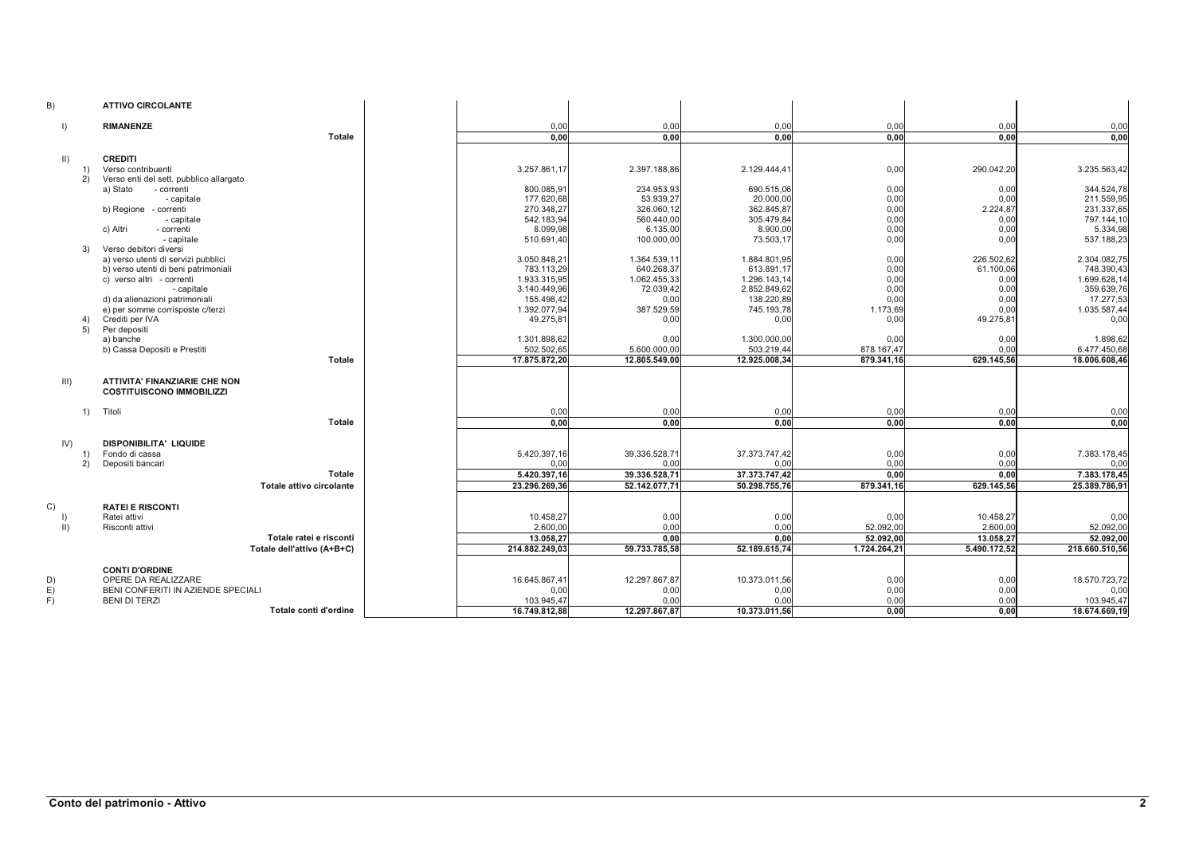| | | | | | | | | |
|---|---|---|---|---|---|---|---|---|
| B) | | **ATTIVO CIRCOLANTE** | | | | | | |
| I) | | **RIMANENZE** | 0,00 | 0,00 | 0,00 | 0,00 | 0,00 | 0,00 |
| | | **Totale** | **0,00** | **0,00** | **0,00** | **0,00** | **0,00** | **0,00** |
| II) | | **CREDITI** | | | | | | |
| | 1) | Verso contribuenti | 3.257.861,17 | 2.397.188,86 | 2.129.444,41 | 0,00 | 290.042,20 | 3.235.563,42 |
| | 2) | Verso enti del sett. pubblico allargato | | | | | | |
| | | a) Stato - correnti | 800.085,91 | 234.953,93 | 690.515,06 | 0,00 | 0,00 | 344.524,78 |
| | | - capitale | 177.620,68 | 53.939,27 | 20.000,00 | 0,00 | 0,00 | 211.559,95 |
| | | b) Regione - correnti | 270.348,27 | 326.060,12 | 362.845,87 | 0,00 | 2.224,87 | 231.337,65 |
| | | - capitale | 542.183,94 | 560.440,00 | 305.479,84 | 0,00 | 0,00 | 797.144,10 |
| | | c) Altri - correnti | 8.099,98 | 6.135,00 | 8.900,00 | 0,00 | 0,00 | 5.334,98 |
| | | - capitale | 510.691,40 | 100.000,00 | 73.503,17 | 0,00 | 0,00 | 537.188,23 |
| | 3) | Verso debitori diversi | | | | | | |
| | | a) verso utenti di servizi pubblici | 3.050.848,21 | 1.364.539,11 | 1.884.801,95 | 0,00 | 226.502,62 | 2.304.082,75 |
| | | b) verso utenti di beni patrimoniali | 783.113,29 | 640.268,37 | 613.891,17 | 0,00 | 61.100,06 | 748.390,43 |
| | | c) verso altri - correnti | 1.933.315,95 | 1.062.455,33 | 1.296.143,14 | 0,00 | 0,00 | 1.699.628,14 |
| | | - capitale | 3.140.449,96 | 72.039,42 | 2.852.849,62 | 0,00 | 0,00 | 359.639,76 |
| | | d) da alienazioni patrimoniali | 155.498,42 | 0,00 | 138.220,89 | 0,00 | 0,00 | 17.277,53 |
| | | e) per somme corrisposte c/terzi | 1.392.077,94 | 387.529,59 | 745.193,78 | 1.173,69 | 0,00 | 1.035.587,44 |
| | 4) | Crediti per IVA | 49.275,81 | 0,00 | 0,00 | 0,00 | 49.275,81 | 0,00 |
| | 5) | Per depositi | | | | | | |
| | | a) banche | 1.301.898,62 | 0,00 | 1.300.000,00 | 0,00 | 0,00 | 1.898,62 |
| | | b) Cassa Depositi e Prestiti | 502.502,65 | 5.600.000,00 | 503.219,44 | 878.167,47 | 0,00 | 6.477.450,68 |
| | | **Totale** | **17.875.872,20** | **12.805.549,00** | **12.925.008,34** | **879.341,16** | **629.145,56** | **18.006.608,46** |
| III) | | **ATTIVITA' FINANZIARIE CHE NON COSTITUISCONO IMMOBILIZZI** | | | | | | |
| | 1) | Titoli | 0,00 | 0,00 | 0,00 | 0,00 | 0,00 | 0,00 |
| | | **Totale** | **0,00** | **0,00** | **0,00** | **0,00** | **0,00** | **0,00** |
| IV) | | **DISPONIBILITA' LIQUIDE** | | | | | | |
| | 1) | Fondo di cassa | 5.420.397,16 | 39.336.528,71 | 37.373.747,42 | 0,00 | 0,00 | 7.383.178,45 |
| | 2) | Depositi bancari | 0,00 | 0,00 | 0,00 | 0,00 | 0,00 | 0,00 |
| | | **Totale** | **5.420.397,16** | **39.336.528,71** | **37.373.747,42** | **0,00** | **0,00** | **7.383.178,45** |
| | | **Totale attivo circolante** | **23.296.269,36** | **52.142.077,71** | **50.298.755,76** | **879.341,16** | **629.145,56** | **25.389.786,91** |
| C) | | **RATEI E RISCONTI** | | | | | | |
| I) | | Ratei attivi | 10.458,27 | 0,00 | 0,00 | 0,00 | 10.458,27 | 0,00 |
| II) | | Risconti attivi | 2.600,00 | 0,00 | 0,00 | 52.092,00 | 2.600,00 | 52.092,00 |
| | | **Totale ratei e risconti** | **13.058,27** | **0,00** | **0,00** | **52.092,00** | **13.058,27** | **52.092,00** |
| | | **Totale dell'attivo (A+B+C)** | **214.882.249,03** | **59.733.785,58** | **52.189.615,74** | **1.724.264,21** | **5.490.172,52** | **218.660.510,56** |
| | | **CONTI D'ORDINE** | | | | | | |
| D) | | OPERE DA REALIZZARE | 16.645.867,41 | 12.297.867,87 | 10.373.011,56 | 0,00 | 0,00 | 18.570.723,72 |
| E) | | BENI CONFERITI IN AZIENDE SPECIALI | 0,00 | 0,00 | 0,00 | 0,00 | 0,00 | 0,00 |
| F) | | BENI DI TERZI | 103.945,47 | 0,00 | 0,00 | 0,00 | 0,00 | 103.945,47 |
| | | **Totale conti d'ordine** | **16.749.812,88** | **12.297.867,87** | **10.373.011,56** | **0,00** | **0,00** | **18.674.669,19** |

Conto del patrimonio - Attivo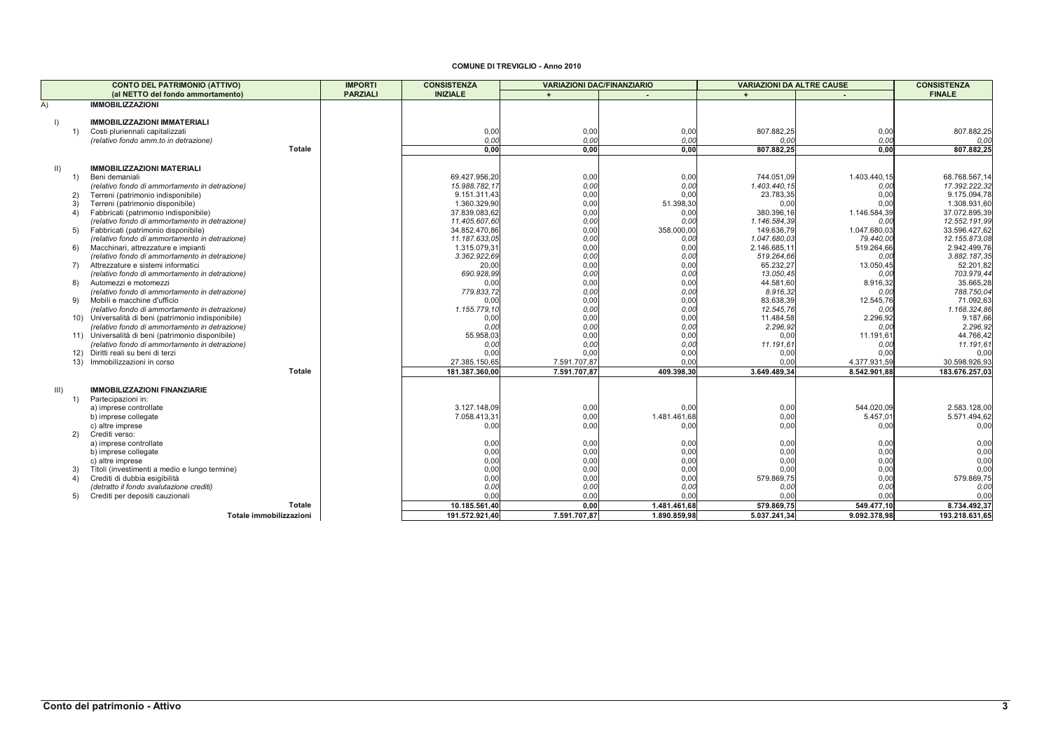**COMUNE DI TREVIGLIO - Anno 2010**

| | | CONTO DEL PATRIMONIO (ATTIVO) (al NETTO del fondo ammortamento) | IMPORTI PARZIALI | CONSISTENZA INIZIALE | VARIAZIONI DAC/FINANZIARIO | | VARIAZIONI DA ALTRE CAUSE | | CONSISTENZA FINALE |
|---|---|---|---|---|---|---|---|---|---|
| | | | | | + | - | + | - | |
| A) | | **IMMOBILIZZAZIONI** | | | | | | | |
| I) | | **IMMOBILIZZAZIONI IMMATERIALI** | | | | | | | |
| | 1) | Costi pluriennali capitalizzati | | 0,00 | 0,00 | 0,00 | 807.882,25 | 0,00 | 807.882,25 |
| | | *(relativo fondo amm.to in detrazione)* | | *0,00* | *0,00* | *0,00* | *0,00* | *0,00* | *0,00* |
| | | **Totale** | | **0,00** | **0,00** | **0,00** | **807.882,25** | **0,00** | **807.882,25** |
| II) | | **IMMOBILIZZAZIONI MATERIALI** | | | | | | | |
| | 1) | Beni demaniali | | 69.427.956,20 | 0,00 | 0,00 | 744.051,09 | 1.403.440,15 | 68.768.567,14 |
| | | *(relativo fondo di ammortamento in detrazione)* | | *15.988.782,17* | *0,00* | *0,00* | *1.403.440,15* | *0,00* | *17.392.222,32* |
| | 2) | Terreni (patrimonio indisponibile) | | 9.151.311,43 | 0,00 | 0,00 | 23.783,35 | 0,00 | 9.175.094,78 |
| | 3) | Terreni (patrimonio disponibile) | | 1.360.329,90 | 0,00 | 51.398,30 | 0,00 | 0,00 | 1.308.931,60 |
| | 4) | Fabbricati (patrimonio indisponibile) | | 37.839.083,62 | 0,00 | 0,00 | 380.396,16 | 1.146.584,39 | 37.072.895,39 |
| | | *(relativo fondo di ammortamento in detrazione)* | | *11.405.607,60* | *0,00* | *0,00* | *1.146.584,39* | *0,00* | *12.552.191,99* |
| | 5) | Fabbricati (patrimonio disponibile) | | 34.852.470,86 | 0,00 | 358.000,00 | 149.636,79 | 1.047.680,03 | 33.596.427,62 |
| | | *(relativo fondo di ammortamento in detrazione)* | | *11.187.633,05* | *0,00* | *0,00* | *1.047.680,03* | *79.440,00* | *12.155.873,08* |
| | 6) | Macchinari, attrezzature e impianti | | 1.315.079,31 | 0,00 | 0,00 | 2.146.685,11 | 519.264,66 | 2.942.499,76 |
| | | *(relativo fondo di ammortamento in detrazione)* | | *3.362.922,69* | *0,00* | *0,00* | *519.264,66* | *0,00* | *3.882.187,35* |
| | 7) | Attrezzature e sistemi informatici | | 20,00 | 0,00 | 0,00 | 65.232,27 | 13.050,45 | 52.201,82 |
| | | *(relativo fondo di ammortamento in detrazione)* | | *690.928,99* | *0,00* | *0,00* | *13.050,45* | *0,00* | *703.979,44* |
| | 8) | Automezzi e motomezzi | | 0,00 | 0,00 | 0,00 | 44.581,60 | 8.916,32 | 35.665,28 |
| | | *(relativo fondo di ammortamento in detrazione)* | | *779.833,72* | *0,00* | *0,00* | *8.916,32* | *0,00* | *788.750,04* |
| | 9) | Mobili e macchine d'ufficio | | 0,00 | 0,00 | 0,00 | 83.638,39 | 12.545,76 | 71.092,63 |
| | | *(relativo fondo di ammortamento in detrazione)* | | *1.155.779,10* | *0,00* | *0,00* | *12.545,76* | *0,00* | *1.168.324,86* |
| | 10) | Universalità di beni (patrimonio indisponibile) | | 0,00 | 0,00 | 0,00 | 11.484,58 | 2.296,92 | 9.187,66 |
| | | *(relativo fondo di ammortamento in detrazione)* | | *0,00* | *0,00* | *0,00* | *2.296,92* | *0,00* | *2.296,92* |
| | 11) | Universalità di beni (patrimonio disponibile) | | 55.958,03 | 0,00 | 0,00 | 0,00 | 11.191,61 | 44.766,42 |
| | | *(relativo fondo di ammortamento in detrazione)* | | *0,00* | *0,00* | *0,00* | *11.191,61* | *0,00* | *11.191,61* |
| | 12) | Diritti reali su beni di terzi | | 0,00 | 0,00 | 0,00 | 0,00 | 0,00 | 0,00 |
| | 13) | Immobilizzazioni in corso | | 27.385.150,65 | 7.591.707,87 | 0,00 | 0,00 | 4.377.931,59 | 30.598.926,93 |
| | | **Totale** | | **181.387.360,00** | **7.591.707,87** | **409.398,30** | **3.649.489,34** | **8.542.901,88** | **183.676.257,03** |
| III) | | **IMMOBILIZZAZIONI FINANZIARIE** | | | | | | | |
| | 1) | Partecipazioni in: | | | | | | | |
| | | a) imprese controllate | | 3.127.148,09 | 0,00 | 0,00 | 0,00 | 544.020,09 | 2.583.128,00 |
| | | b) imprese collegate | | 7.058.413,31 | 0,00 | 1.481.461,68 | 0,00 | 5.457,01 | 5.571.494,62 |
| | | c) altre imprese | | 0,00 | 0,00 | 0,00 | 0,00 | 0,00 | 0,00 |
| | 2) | Crediti verso: | | | | | | | |
| | | a) imprese controllate | | 0,00 | 0,00 | 0,00 | 0,00 | 0,00 | 0,00 |
| | | b) imprese collegate | | 0,00 | 0,00 | 0,00 | 0,00 | 0,00 | 0,00 |
| | | c) altre imprese | | 0,00 | 0,00 | 0,00 | 0,00 | 0,00 | 0,00 |
| | 3) | Titoli (investimenti a medio e lungo termine) | | 0,00 | 0,00 | 0,00 | 0,00 | 0,00 | 0,00 |
| | 4) | Crediti di dubbia esigibilità | | 0,00 | 0,00 | 0,00 | 579.869,75 | 0,00 | 579.869,75 |
| | | *(detratto il fondo svalutazione crediti)* | | *0,00* | *0,00* | *0,00* | *0,00* | *0,00* | *0,00* |
| | 5) | Crediti per depositi cauzionali | | 0,00 | 0,00 | 0,00 | 0,00 | 0,00 | 0,00 |
| | | **Totale** | | **10.185.561,40** | **0,00** | **1.481.461,68** | **579.869,75** | **549.477,10** | **8.734.492,37** |
| | | **Totale immobilizzazioni** | | **191.572.921,40** | **7.591.707,87** | **1.890.859,98** | **5.037.241,34** | **9.092.378,98** | **193.218.631,65** |

**Conto del patrimonio - Attivo**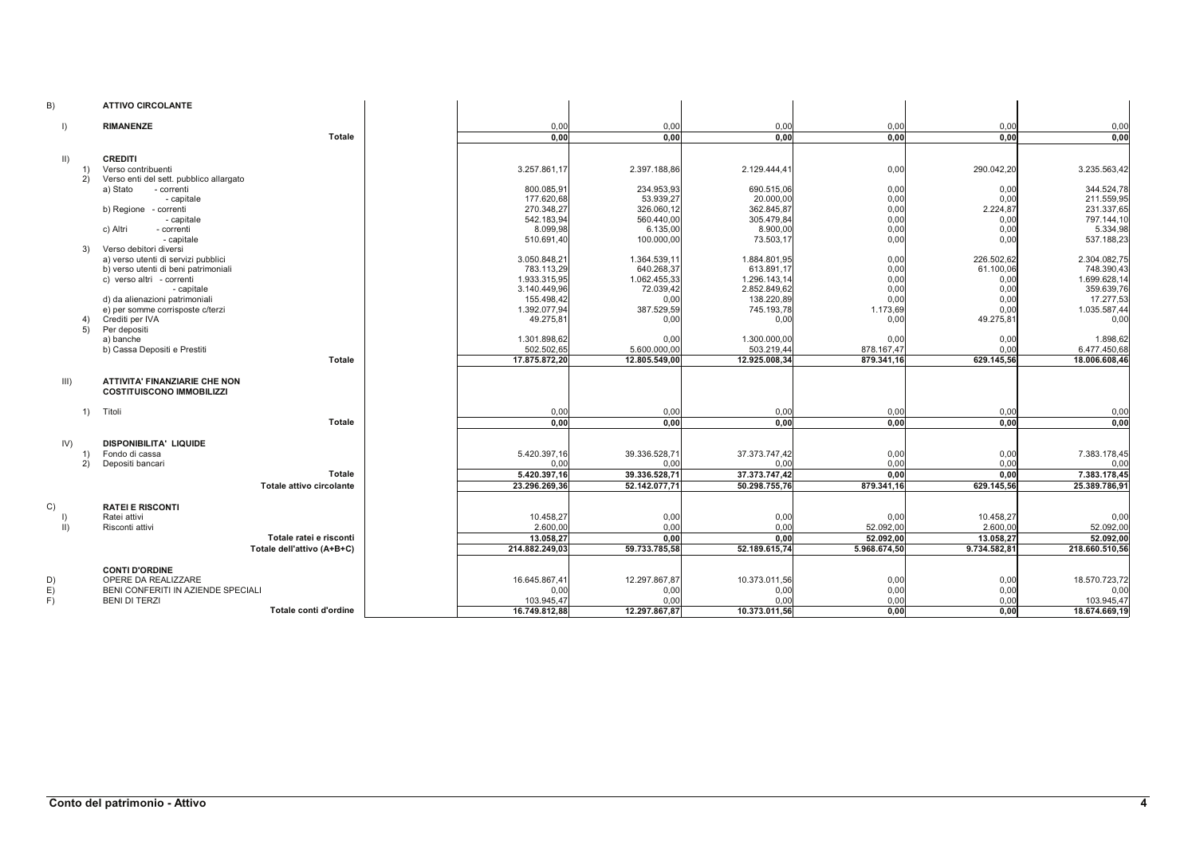| | | | | | | | | | |
|---|---|---|---|---|---|---|---|---|---|
| B) | | **ATTIVO CIRCOLANTE** | | | | | | | |
| I) | | **RIMANENZE** | | 0,00 | 0,00 | 0,00 | 0,00 | 0,00 | 0,00 |
| | | | **Totale** | **0,00** | **0,00** | **0,00** | **0,00** | **0,00** | **0,00** |
| II) | | **CREDITI** | | | | | | | |
| | 1) | Verso contribuenti | | 3.257.861,17 | 2.397.188,86 | 2.129.444,41 | 0,00 | 290.042,20 | 3.235.563,42 |
| | 2) | Verso enti del sett. pubblico allargato | | | | | | | |
| | | a) Stato - correnti | | 800.085,91 | 234.953,93 | 690.515,06 | 0,00 | 0,00 | 344.524,78 |
| | | - capitale | | 177.620,68 | 53.939,27 | 20.000,00 | 0,00 | 0,00 | 211.559,95 |
| | | b) Regione - correnti | | 270.348,27 | 326.060,12 | 362.845,87 | 0,00 | 2.224,87 | 231.337,65 |
| | | - capitale | | 542.183,94 | 560.440,00 | 305.479,84 | 0,00 | 0,00 | 797.144,10 |
| | | c) Altri - correnti | | 8.099,98 | 6.135,00 | 8.900,00 | 0,00 | 0,00 | 5.334,98 |
| | | - capitale | | 510.691,40 | 100.000,00 | 73.503,17 | 0,00 | 0,00 | 537.188,23 |
| | 3) | Verso debitori diversi | | | | | | | |
| | | a) verso utenti di servizi pubblici | | 3.050.848,21 | 1.364.539,11 | 1.884.801,95 | 0,00 | 226.502,62 | 2.304.082,75 |
| | | b) verso utenti di beni patrimoniali | | 783.113,29 | 640.268,37 | 613.891,17 | 0,00 | 61.100,06 | 748.390,43 |
| | | c) verso altri - correnti | | 1.933.315,95 | 1.062.455,33 | 1.296.143,14 | 0,00 | 0,00 | 1.699.628,14 |
| | | - capitale | | 3.140.449,96 | 72.039,42 | 2.852.849,62 | 0,00 | 0,00 | 359.639,76 |
| | | d) da alienazioni patrimoniali | | 155.498,42 | 0,00 | 138.220,89 | 0,00 | 0,00 | 17.277,53 |
| | | e) per somme corrisposte c/terzi | | 1.392.077,94 | 387.529,59 | 745.193,78 | 1.173,69 | 0,00 | 1.035.587,44 |
| | 4) | Crediti per IVA | | 49.275,81 | 0,00 | 0,00 | 0,00 | 49.275,81 | 0,00 |
| | 5) | Per depositi | | | | | | | |
| | | a) banche | | 1.301.898,62 | 0,00 | 1.300.000,00 | 0,00 | 0,00 | 1.898,62 |
| | | b) Cassa Depositi e Prestiti | | 502.502,65 | 5.600.000,00 | 503.219,44 | 878.167,47 | 0,00 | 6.477.450,68 |
| | | | **Totale** | **17.875.872,20** | **12.805.549,00** | **12.925.008,34** | **879.341,16** | **629.145,56** | **18.006.608,46** |
| III) | | **ATTIVITA' FINANZIARIE CHE NON COSTITUISCONO IMMOBILIZZI** | | | | | | | |
| | 1) | Titoli | | 0,00 | 0,00 | 0,00 | 0,00 | 0,00 | 0,00 |
| | | | **Totale** | **0,00** | **0,00** | **0,00** | **0,00** | **0,00** | **0,00** |
| IV) | | **DISPONIBILITA' LIQUIDE** | | | | | | | |
| | 1) | Fondo di cassa | | 5.420.397,16 | 39.336.528,71 | 37.373.747,42 | 0,00 | 0,00 | 7.383.178,45 |
| | 2) | Depositi bancari | | 0,00 | 0,00 | 0,00 | 0,00 | 0,00 | 0,00 |
| | | | **Totale** | **5.420.397,16** | **39.336.528,71** | **37.373.747,42** | **0,00** | **0,00** | **7.383.178,45** |
| | | | **Totale attivo circolante** | **23.296.269,36** | **52.142.077,71** | **50.298.755,76** | **879.341,16** | **629.145,56** | **25.389.786,91** |
| C) | | **RATEI E RISCONTI** | | | | | | | |
| I) | | Ratei attivi | | 10.458,27 | 0,00 | 0,00 | 0,00 | 10.458,27 | 0,00 |
| II) | | Risconti attivi | | 2.600,00 | 0,00 | 0,00 | 52.092,00 | 2.600,00 | 52.092,00 |
| | | | **Totale ratei e risconti** | **13.058,27** | **0,00** | **0,00** | **52.092,00** | **13.058,27** | **52.092,00** |
| | | | **Totale dell'attivo (A+B+C)** | **214.882.249,03** | **59.733.785,58** | **52.189.615,74** | **5.968.674,50** | **9.734.582,81** | **218.660.510,56** |
| | | **CONTI D'ORDINE** | | | | | | | |
| D) | | OPERE DA REALIZZARE | | 16.645.867,41 | 12.297.867,87 | 10.373.011,56 | 0,00 | 0,00 | 18.570.723,72 |
| E) | | BENI CONFERITI IN AZIENDE SPECIALI | | 0,00 | 0,00 | 0,00 | 0,00 | 0,00 | 0,00 |
| F) | | BENI DI TERZI | | 103.945,47 | 0,00 | 0,00 | 0,00 | 0,00 | 103.945,47 |
| | | | **Totale conti d'ordine** | **16.749.812,88** | **12.297.867,87** | **10.373.011,56** | **0,00** | **0,00** | **18.674.669,19** |

Conto del patrimonio - Attivo